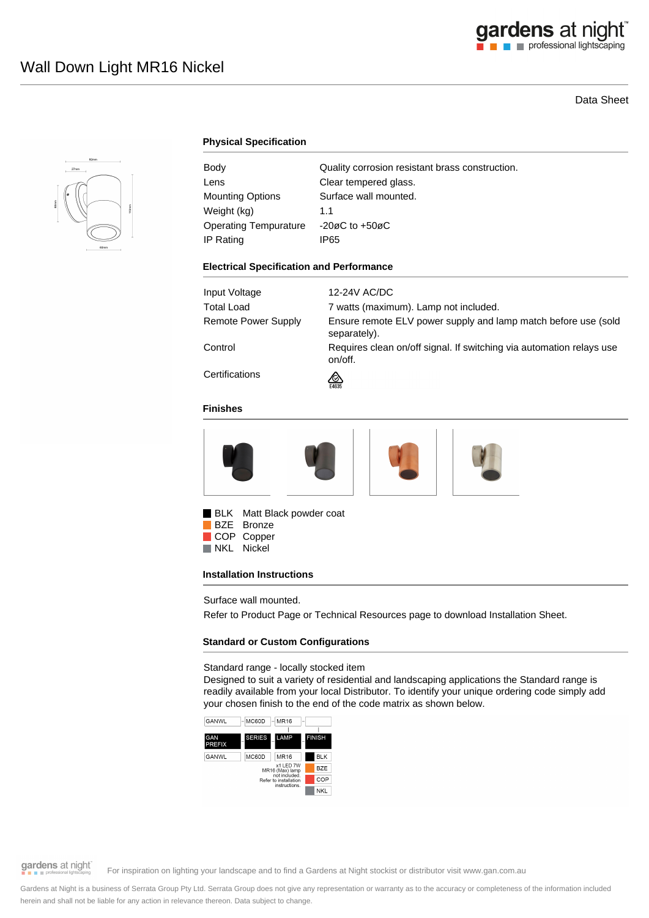# Wall Down Light MR16 Nickel

Data Sheet

## Physical Specification

| | |
|---|---|
| Body | Quality corrosion resistant brass construction. |
| Lens | Clear tempered glass. |
| Mounting Options | Surface wall mounted. |
| Weight (kg) | 1.1 |
| Operating Tempurature | -20øC to +50øC |
| IP Rating | IP65 |

## Electrical Specification and Performance

| | |
|---|---|
| Input Voltage | 12-24V AC/DC |
| Total Load | 7 watts (maximum). Lamp not included. |
| Remote Power Supply | Ensure remote ELV power supply and lamp match before use (sold separately). |
| Control | Requires clean on/off signal. If switching via automation relays use on/off. |
| Certifications | E4635 |

## Finishes

- BLK Matt Black powder coat
- BZE Bronze
- COP Copper
- NKL Nickel

## Installation Instructions

Surface wall mounted.

Refer to Product Page or Technical Resources page to download Installation Sheet.

## Standard or Custom Configurations

Standard range - locally stocked item

Designed to suit a variety of residential and landscaping applications the Standard range is readily available from your local Distributor. To identify your unique ordering code simply add your chosen finish to the end of the code matrix as shown below.

| GANWL | MC60D | MR16 | |
|---|---|---|---|
| GAN PREFIX | SERIES | LAMP | FINISH |
| GANWL | MC60D | MR16 | BLK |
| | | x1 LED 7W MR16 (Max) lamp not included. Refer to installation instructions. | BZE |
| | | | COP |
| | | | NKL |

For inspiration on lighting your landscape and to find a Gardens at Night stockist or distributor visit www.gan.com.au

Gardens at Night is a business of Serrata Group Pty Ltd. Serrata Group does not give any representation or warranty as to the accuracy or completeness of the information included herein and shall not be liable for any action in relevance thereon. Data subject to change.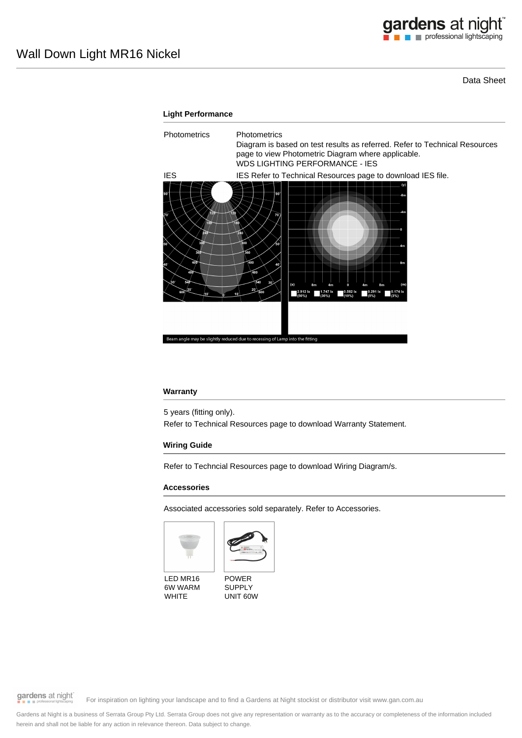# Wall Down Light MR16 Nickel

Data Sheet

## Light Performance

| | |
|---|---|
| Photometrics | Photometrics<br>Diagram is based on test results as referred. Refer to Technical Resources page to view Photometric Diagram where applicable.<br>WDS LIGHTING PERFORMANCE - IES |
| IES | IES Refer to Technical Resources page to download IES file. |

Beam angle may be slightly reduced due to recessing of Lamp into the fitting

## Warranty

5 years (fitting only).

Refer to Technical Resources page to download Warranty Statement.

## Wiring Guide

Refer to Techncial Resources page to download Wiring Diagram/s.

## Accessories

Associated accessories sold separately. Refer to Accessories.

LED MR16 6W WARM WHITE

POWER SUPPLY UNIT 60W

For inspiration on lighting your landscape and to find a Gardens at Night stockist or distributor visit www.gan.com.au

Gardens at Night is a business of Serrata Group Pty Ltd. Serrata Group does not give any representation or warranty as to the accuracy or completeness of the information included herein and shall not be liable for any action in relevance thereon. Data subject to change.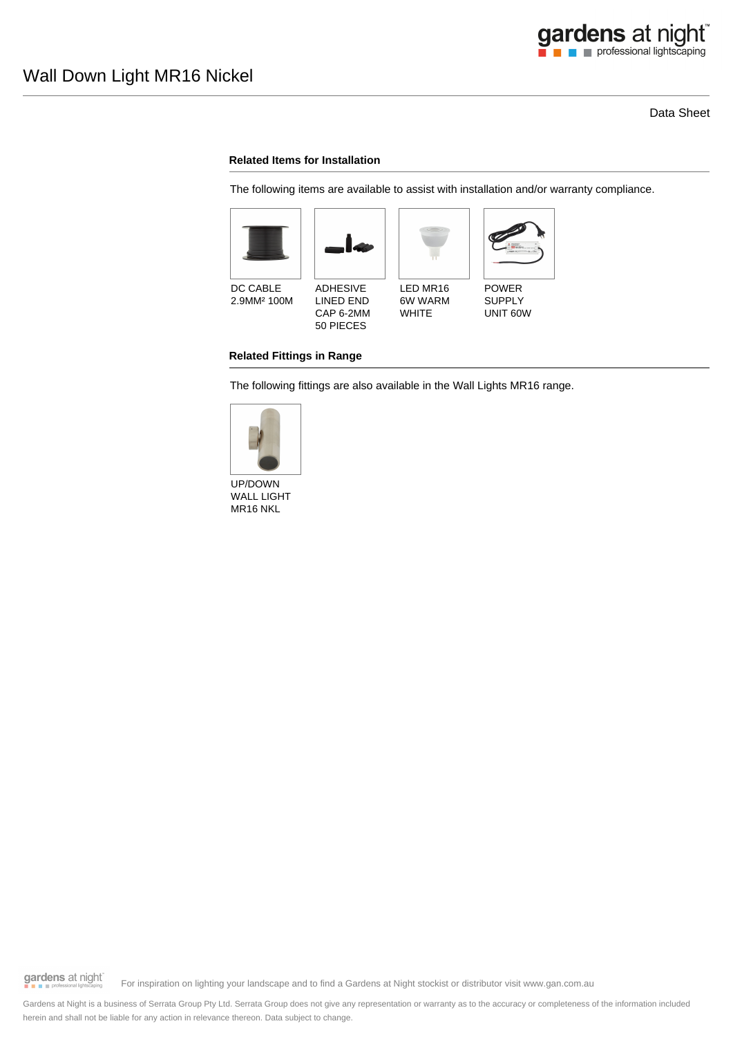# Wall Down Light MR16 Nickel

Data Sheet

### Related Items for Installation

The following items are available to assist with installation and/or warranty compliance.

DC CABLE 2.9MM² 100M

ADHESIVE LINED END CAP 6-2MM 50 PIECES

LED MR16 6W WARM WHITE

POWER SUPPLY UNIT 60W

### Related Fittings in Range

The following fittings are also available in the Wall Lights MR16 range.

UP/DOWN WALL LIGHT MR16 NKL

For inspiration on lighting your landscape and to find a Gardens at Night stockist or distributor visit www.gan.com.au

Gardens at Night is a business of Serrata Group Pty Ltd. Serrata Group does not give any representation or warranty as to the accuracy or completeness of the information included herein and shall not be liable for any action in relevance thereon. Data subject to change.